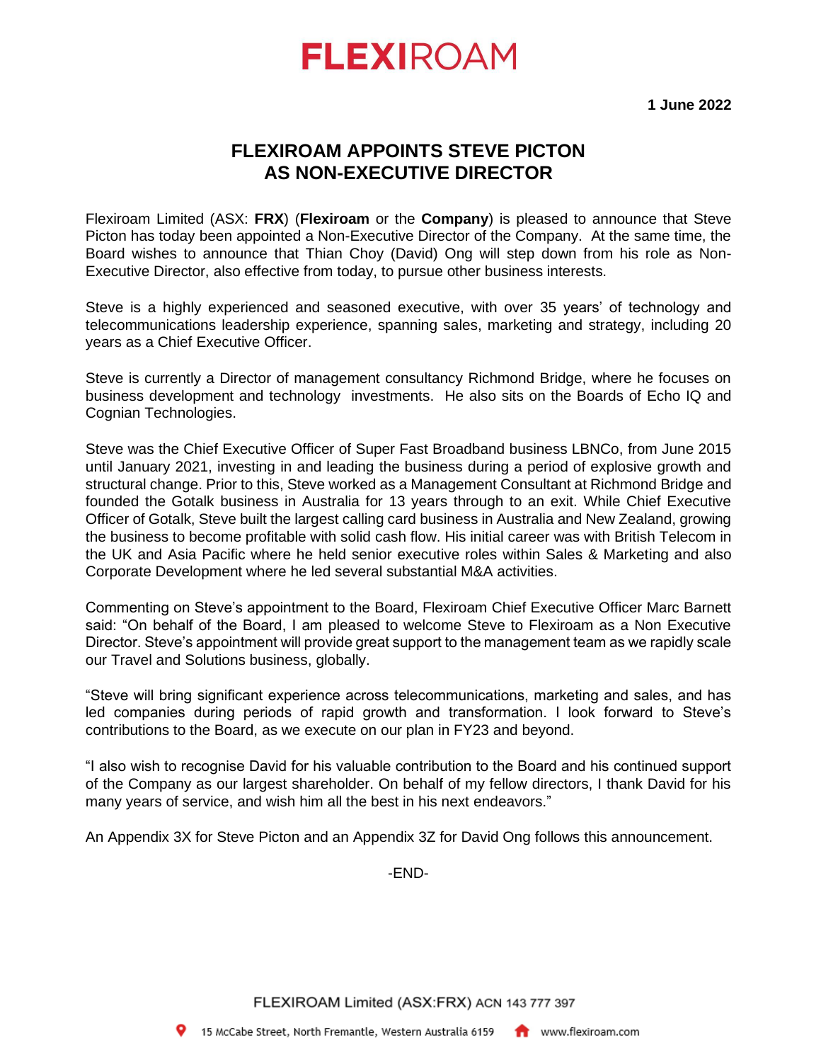# FLEXIROAM

**1 June 2022**

## FLEXIROAM APPOINTS STEVE PICTON AS NON-EXECUTIVE DIRECTOR

Flexiroam Limited (ASX: **FRX**) (**Flexiroam** or the **Company**) is pleased to announce that Steve Picton has today been appointed a Non-Executive Director of the Company. At the same time, the Board wishes to announce that Thian Choy (David) Ong will step down from his role as Non-Executive Director, also effective from today, to pursue other business interests.

Steve is a highly experienced and seasoned executive, with over 35 years' of technology and telecommunications leadership experience, spanning sales, marketing and strategy, including 20 years as a Chief Executive Officer.

Steve is currently a Director of management consultancy Richmond Bridge, where he focuses on business development and technology investments. He also sits on the Boards of Echo IQ and Cognian Technologies.

Steve was the Chief Executive Officer of Super Fast Broadband business LBNCo, from June 2015 until January 2021, investing in and leading the business during a period of explosive growth and structural change. Prior to this, Steve worked as a Management Consultant at Richmond Bridge and founded the Gotalk business in Australia for 13 years through to an exit. While Chief Executive Officer of Gotalk, Steve built the largest calling card business in Australia and New Zealand, growing the business to become profitable with solid cash flow. His initial career was with British Telecom in the UK and Asia Pacific where he held senior executive roles within Sales & Marketing and also Corporate Development where he led several substantial M&A activities.

Commenting on Steve's appointment to the Board, Flexiroam Chief Executive Officer Marc Barnett said: "On behalf of the Board, I am pleased to welcome Steve to Flexiroam as a Non Executive Director. Steve's appointment will provide great support to the management team as we rapidly scale our Travel and Solutions business, globally.

"Steve will bring significant experience across telecommunications, marketing and sales, and has led companies during periods of rapid growth and transformation. I look forward to Steve's contributions to the Board, as we execute on our plan in FY23 and beyond.

"I also wish to recognise David for his valuable contribution to the Board and his continued support of the Company as our largest shareholder. On behalf of my fellow directors, I thank David for his many years of service, and wish him all the best in his next endeavors."

An Appendix 3X for Steve Picton and an Appendix 3Z for David Ong follows this announcement.

-END-

FLEXIROAM Limited (ASX:FRX) ACN 143 777 397

15 McCabe Street, North Fremantle, Western Australia 6159 www.flexiroam.com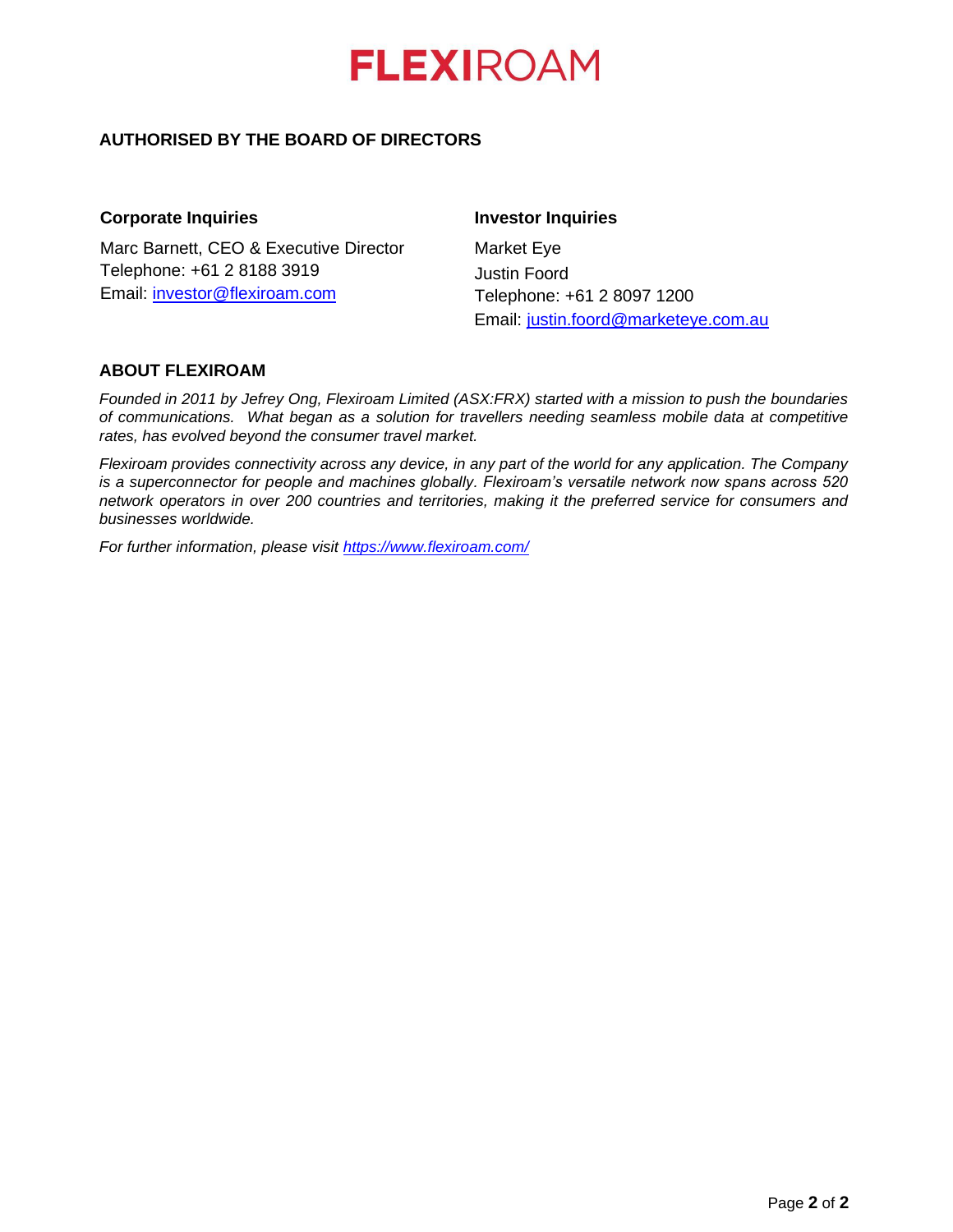**AUTHORISED BY THE BOARD OF DIRECTORS**

**Corporate Inquiries**

Marc Barnett, CEO & Executive Director
Telephone: +61 2 8188 3919
Email: investor@flexiroam.com

**Investor Inquiries**

Market Eye
Justin Foord
Telephone: +61 2 8097 1200
Email: justin.foord@marketeye.com.au

## ABOUT FLEXIROAM

*Founded in 2011 by Jefrey Ong, Flexiroam Limited (ASX:FRX) started with a mission to push the boundaries of communications. What began as a solution for travellers needing seamless mobile data at competitive rates, has evolved beyond the consumer travel market.*

*Flexiroam provides connectivity across any device, in any part of the world for any application. The Company is a superconnector for people and machines globally. Flexiroam's versatile network now spans across 520 network operators in over 200 countries and territories, making it the preferred service for consumers and businesses worldwide.*

*For further information, please visit https://www.flexiroam.com/*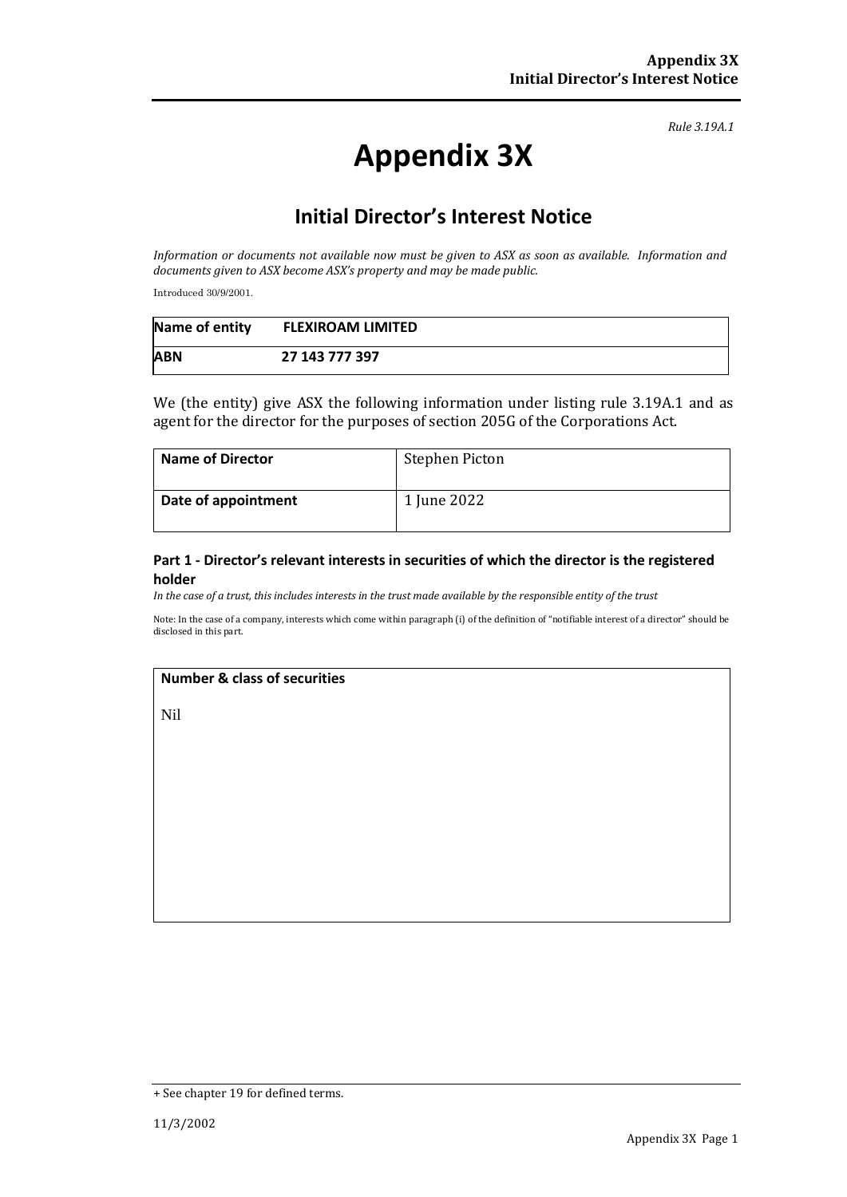*Rule 3.19A.1*

# Appendix 3X

## Initial Director's Interest Notice

*Information or documents not available now must be given to ASX as soon as available. Information and documents given to ASX become ASX's property and may be made public.*

Introduced 30/9/2001.

| Name of entity | FLEXIROAM LIMITED |
|---|---|
| **ABN** | **27 143 777 397** |

We (the entity) give ASX the following information under listing rule 3.19A.1 and as agent for the director for the purposes of section 205G of the Corporations Act.

| Name of Director | Stephen Picton |
|---|---|
| **Date of appointment** | 1 June 2022 |

### Part 1 - Director's relevant interests in securities of which the director is the registered holder

*In the case of a trust, this includes interests in the trust made available by the responsible entity of the trust*

Note: In the case of a company, interests which come within paragraph (i) of the definition of "notifiable interest of a director" should be disclosed in this part.

| Number & class of securities |
|---|
| Nil |

+ See chapter 19 for defined terms.

11/3/2002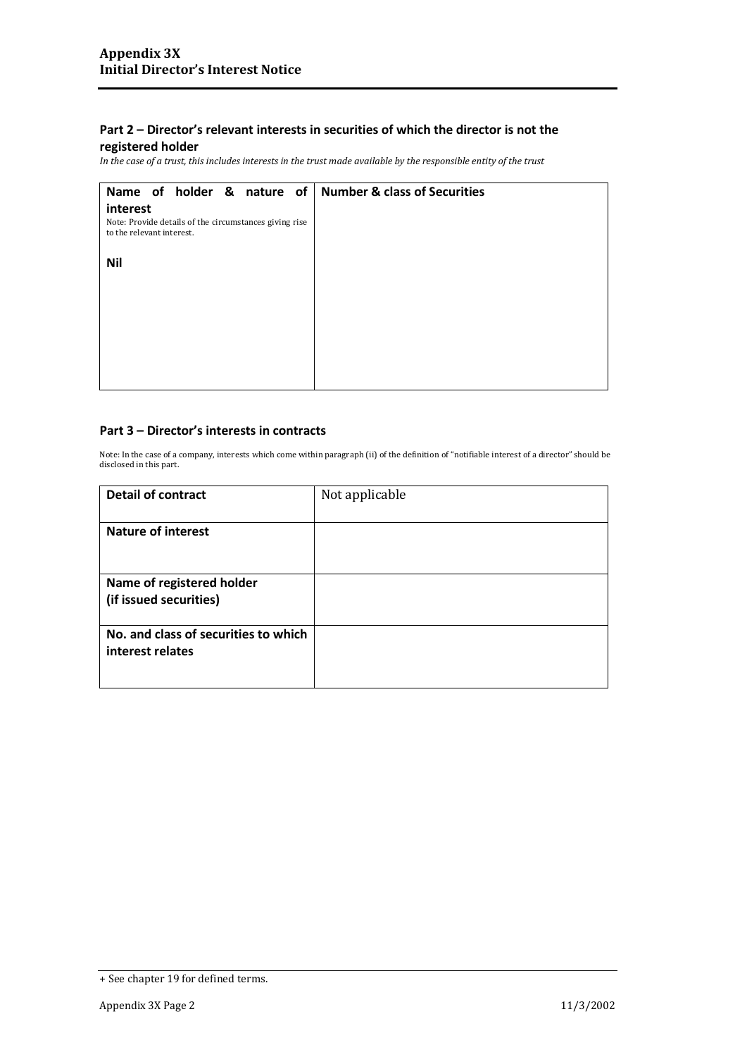## Part 2 – Director's relevant interests in securities of which the director is not the registered holder

*In the case of a trust, this includes interests in the trust made available by the responsible entity of the trust*

| **Name of holder & nature of interest**<br>Note: Provide details of the circumstances giving rise to the relevant interest. | **Number & class of Securities** |
|---|---|
| **Nil** | |

## Part 3 – Director's interests in contracts

Note: In the case of a company, interests which come within paragraph (ii) of the definition of "notifiable interest of a director" should be disclosed in this part.

| | |
|---|---|
| **Detail of contract** | Not applicable |
| **Nature of interest** | |
| **Name of registered holder (if issued securities)** | |
| **No. and class of securities to which interest relates** | |

+ See chapter 19 for defined terms.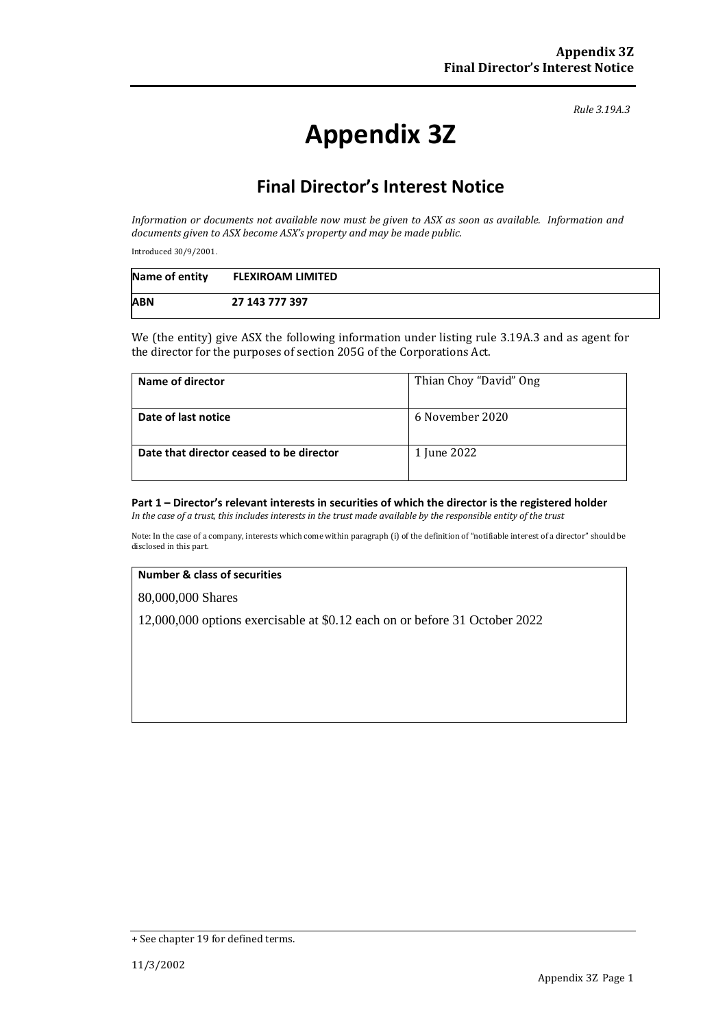*Rule 3.19A.3*

# Appendix 3Z

## Final Director's Interest Notice

*Information or documents not available now must be given to ASX as soon as available. Information and documents given to ASX become ASX's property and may be made public.*

Introduced 30/9/2001.

| **Name of entity** | **FLEXIROAM LIMITED** |
|---|---|
| **ABN** | **27 143 777 397** |

We (the entity) give ASX the following information under listing rule 3.19A.3 and as agent for the director for the purposes of section 205G of the Corporations Act.

| **Name of director** | Thian Choy "David" Ong |
|---|---|
| **Date of last notice** | 6 November 2020 |
| **Date that director ceased to be director** | 1 June 2022 |

**Part 1 – Director's relevant interests in securities of which the director is the registered holder**

*In the case of a trust, this includes interests in the trust made available by the responsible entity of the trust*

Note: In the case of a company, interests which come within paragraph (i) of the definition of "notifiable interest of a director" should be disclosed in this part.

| **Number & class of securities** |
|---|
| 80,000,000 Shares<br>12,000,000 options exercisable at $0.12 each on or before 31 October 2022 |

+ See chapter 19 for defined terms.

11/3/2002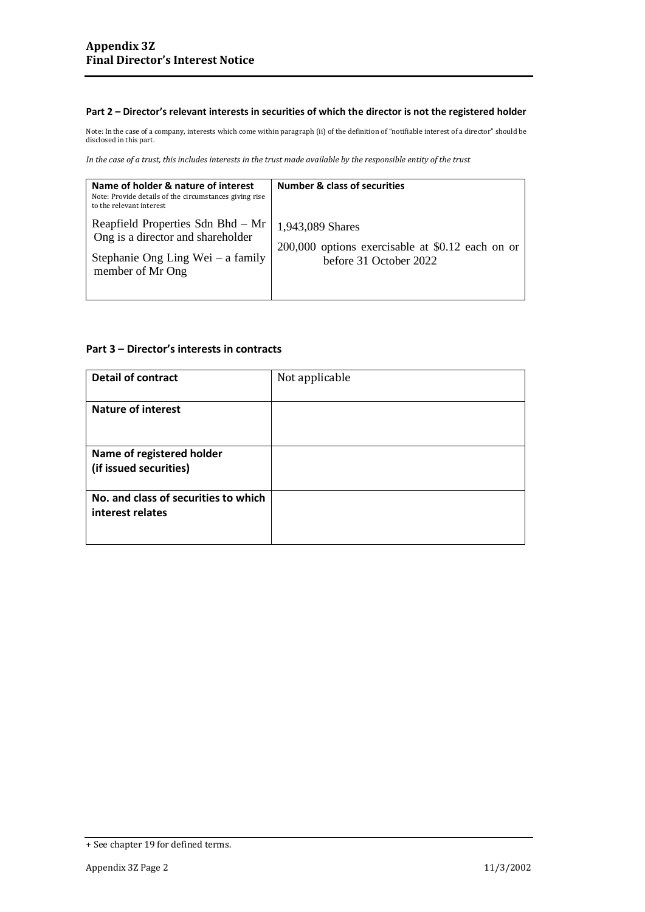## Part 2 – Director's relevant interests in securities of which the director is not the registered holder

Note: In the case of a company, interests which come within paragraph (ii) of the definition of "notifiable interest of a director" should be disclosed in this part.

*In the case of a trust, this includes interests in the trust made available by the responsible entity of the trust*

| **Name of holder & nature of interest**<br>Note: Provide details of the circumstances giving rise to the relevant interest | **Number & class of securities** |
|---|---|
| Reapfield Properties Sdn Bhd – Mr Ong is a director and shareholder<br><br>Stephanie Ong Ling Wei – a family member of Mr Ong | 1,943,089 Shares<br><br>200,000 options exercisable at $0.12 each on or before 31 October 2022 |

## Part 3 – Director's interests in contracts

| | |
|---|---|
| **Detail of contract** | Not applicable |
| **Nature of interest** | |
| **Name of registered holder (if issued securities)** | |
| **No. and class of securities to which interest relates** | |

+ See chapter 19 for defined terms.